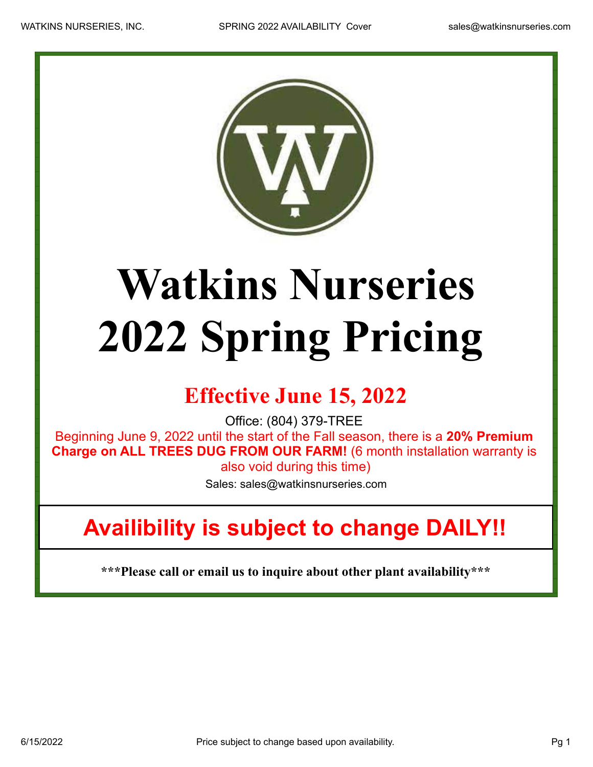# Watkins Nurseries 2022 Spring Pricing

## Effective June 15, 2022

Office: (804) 379-TREE

Beginning June 9, 2022 until the start of the Fall season, there is a **20% Premium Charge on ALL TREES DUG FROM OUR FARM!** (6 month installation warranty is also void during this time)

Sales: sales@watkinsnurseries.com

## Availibility is subject to change DAILY!!

**\*\*\*Please call or email us to inquire about other plant availability\*\*\***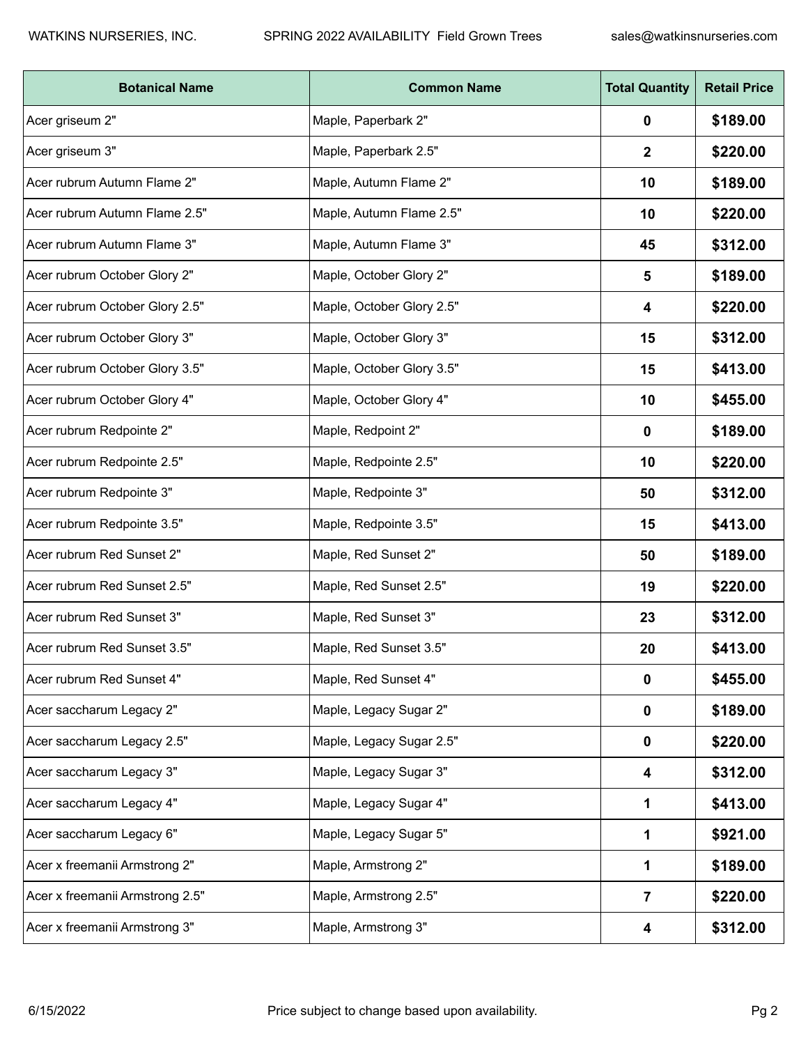| Botanical Name | Common Name | Total Quantity | Retail Price |
|---|---|---|---|
| Acer griseum 2" | Maple, Paperbark 2" | **0** | **$189.00** |
| Acer griseum 3" | Maple, Paperbark 2.5" | **2** | **$220.00** |
| Acer rubrum Autumn Flame 2" | Maple, Autumn Flame 2" | **10** | **$189.00** |
| Acer rubrum Autumn Flame 2.5" | Maple, Autumn Flame 2.5" | **10** | **$220.00** |
| Acer rubrum Autumn Flame 3" | Maple, Autumn Flame 3" | **45** | **$312.00** |
| Acer rubrum October Glory 2" | Maple, October Glory 2" | **5** | **$189.00** |
| Acer rubrum October Glory 2.5" | Maple, October Glory 2.5" | **4** | **$220.00** |
| Acer rubrum October Glory 3" | Maple, October Glory 3" | **15** | **$312.00** |
| Acer rubrum October Glory 3.5" | Maple, October Glory 3.5" | **15** | **$413.00** |
| Acer rubrum October Glory 4" | Maple, October Glory 4" | **10** | **$455.00** |
| Acer rubrum Redpointe 2" | Maple, Redpoint 2" | **0** | **$189.00** |
| Acer rubrum Redpointe 2.5" | Maple, Redpointe 2.5" | **10** | **$220.00** |
| Acer rubrum Redpointe 3" | Maple, Redpointe 3" | **50** | **$312.00** |
| Acer rubrum Redpointe 3.5" | Maple, Redpointe 3.5" | **15** | **$413.00** |
| Acer rubrum Red Sunset 2" | Maple, Red Sunset 2" | **50** | **$189.00** |
| Acer rubrum Red Sunset 2.5" | Maple, Red Sunset 2.5" | **19** | **$220.00** |
| Acer rubrum Red Sunset 3" | Maple, Red Sunset 3" | **23** | **$312.00** |
| Acer rubrum Red Sunset 3.5" | Maple, Red Sunset 3.5" | **20** | **$413.00** |
| Acer rubrum Red Sunset 4" | Maple, Red Sunset 4" | **0** | **$455.00** |
| Acer saccharum Legacy 2" | Maple, Legacy Sugar 2" | **0** | **$189.00** |
| Acer saccharum Legacy 2.5" | Maple, Legacy Sugar 2.5" | **0** | **$220.00** |
| Acer saccharum Legacy 3" | Maple, Legacy Sugar 3" | **4** | **$312.00** |
| Acer saccharum Legacy 4" | Maple, Legacy Sugar 4" | **1** | **$413.00** |
| Acer saccharum Legacy 6" | Maple, Legacy Sugar 5" | **1** | **$921.00** |
| Acer x freemanii Armstrong 2" | Maple, Armstrong 2" | **1** | **$189.00** |
| Acer x freemanii Armstrong 2.5" | Maple, Armstrong 2.5" | **7** | **$220.00** |
| Acer x freemanii Armstrong 3" | Maple, Armstrong 3" | **4** | **$312.00** |

Price subject to change based upon availability.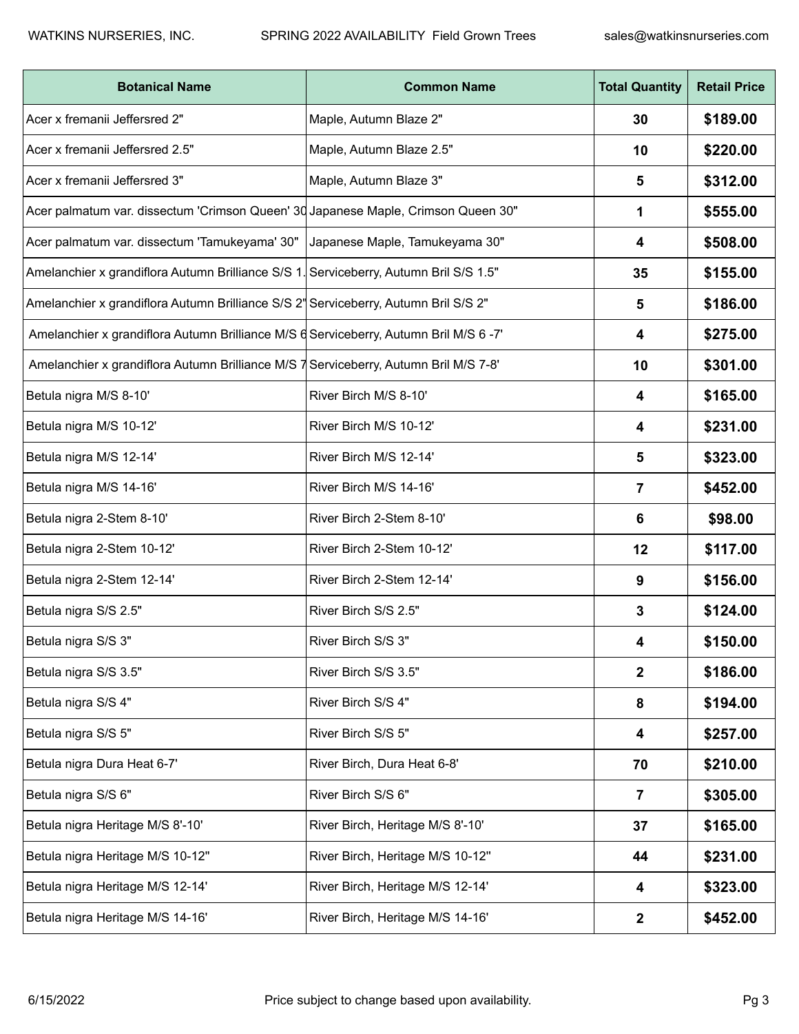| Botanical Name | Common Name | Total Quantity | Retail Price |
|---|---|---|---|
| Acer x fremanii Jeffersred 2" | Maple, Autumn Blaze 2" | 30 | $189.00 |
| Acer x fremanii Jeffersred 2.5" | Maple, Autumn Blaze 2.5" | 10 | $220.00 |
| Acer x fremanii Jeffersred 3" | Maple, Autumn Blaze 3" | 5 | $312.00 |
| Acer palmatum var. dissectum 'Crimson Queen' 30 | Japanese Maple, Crimson Queen 30" | 1 | $555.00 |
| Acer palmatum var. dissectum 'Tamukeyama' 30" | Japanese Maple, Tamukeyama 30" | 4 | $508.00 |
| Amelanchier x grandiflora Autumn Brilliance S/S 1. | Serviceberry, Autumn Bril S/S 1.5" | 35 | $155.00 |
| Amelanchier x grandiflora Autumn Brilliance S/S 2" | Serviceberry, Autumn Bril S/S 2" | 5 | $186.00 |
| Amelanchier x grandiflora Autumn Brilliance M/S 6 | Serviceberry, Autumn Bril M/S 6 -7' | 4 | $275.00 |
| Amelanchier x grandiflora Autumn Brilliance M/S 7 | Serviceberry, Autumn Bril M/S 7-8' | 10 | $301.00 |
| Betula nigra M/S 8-10' | River Birch M/S 8-10' | 4 | $165.00 |
| Betula nigra M/S 10-12' | River Birch M/S 10-12' | 4 | $231.00 |
| Betula nigra M/S 12-14' | River Birch M/S 12-14' | 5 | $323.00 |
| Betula nigra M/S 14-16' | River Birch M/S 14-16' | 7 | $452.00 |
| Betula nigra 2-Stem 8-10' | River Birch 2-Stem 8-10' | 6 | $98.00 |
| Betula nigra 2-Stem 10-12' | River Birch 2-Stem 10-12' | 12 | $117.00 |
| Betula nigra 2-Stem 12-14' | River Birch 2-Stem 12-14' | 9 | $156.00 |
| Betula nigra S/S 2.5" | River Birch S/S 2.5" | 3 | $124.00 |
| Betula nigra S/S 3" | River Birch S/S 3" | 4 | $150.00 |
| Betula nigra S/S 3.5" | River Birch S/S 3.5" | 2 | $186.00 |
| Betula nigra S/S 4" | River Birch S/S 4" | 8 | $194.00 |
| Betula nigra S/S 5" | River Birch S/S 5" | 4 | $257.00 |
| Betula nigra Dura Heat 6-7' | River Birch, Dura Heat 6-8' | 70 | $210.00 |
| Betula nigra S/S 6" | River Birch S/S 6" | 7 | $305.00 |
| Betula nigra Heritage M/S 8'-10' | River Birch, Heritage M/S 8'-10' | 37 | $165.00 |
| Betula nigra Heritage M/S 10-12" | River Birch, Heritage M/S 10-12" | 44 | $231.00 |
| Betula nigra Heritage M/S 12-14' | River Birch, Heritage M/S 12-14' | 4 | $323.00 |
| Betula nigra Heritage M/S 14-16' | River Birch, Heritage M/S 14-16' | 2 | $452.00 |

6/15/2022 Price subject to change based upon availability.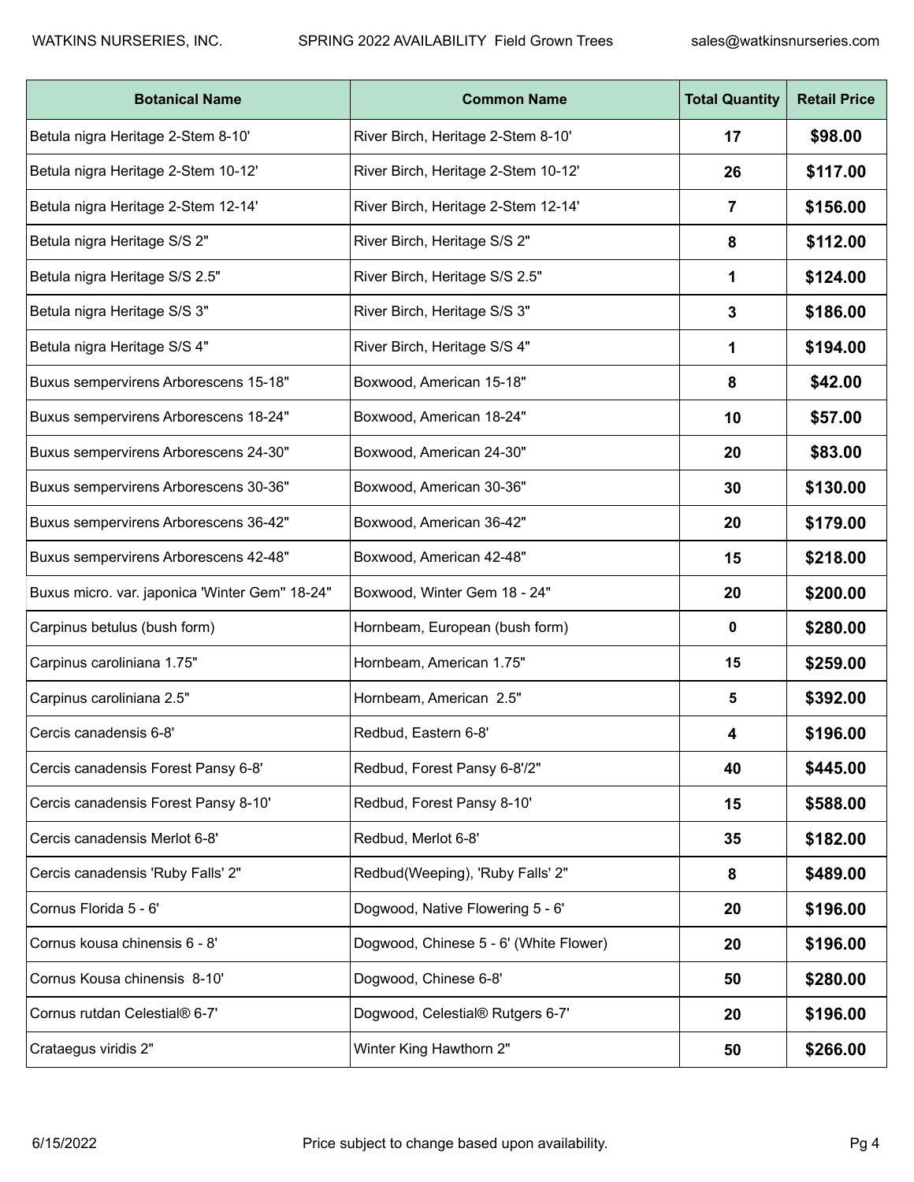| Botanical Name | Common Name | Total Quantity | Retail Price |
|---|---|---|---|
| Betula nigra Heritage 2-Stem 8-10' | River Birch, Heritage 2-Stem 8-10' | 17 | $98.00 |
| Betula nigra Heritage 2-Stem 10-12' | River Birch, Heritage 2-Stem 10-12' | 26 | $117.00 |
| Betula nigra Heritage 2-Stem 12-14' | River Birch, Heritage 2-Stem 12-14' | 7 | $156.00 |
| Betula nigra Heritage S/S 2" | River Birch, Heritage S/S 2" | 8 | $112.00 |
| Betula nigra Heritage S/S 2.5" | River Birch, Heritage S/S 2.5" | 1 | $124.00 |
| Betula nigra Heritage S/S 3" | River Birch, Heritage S/S 3" | 3 | $186.00 |
| Betula nigra Heritage S/S 4" | River Birch, Heritage S/S 4" | 1 | $194.00 |
| Buxus sempervirens Arborescens 15-18" | Boxwood, American 15-18" | 8 | $42.00 |
| Buxus sempervirens Arborescens 18-24" | Boxwood, American 18-24" | 10 | $57.00 |
| Buxus sempervirens Arborescens 24-30" | Boxwood, American 24-30" | 20 | $83.00 |
| Buxus sempervirens Arborescens 30-36" | Boxwood, American 30-36" | 30 | $130.00 |
| Buxus sempervirens Arborescens 36-42" | Boxwood, American 36-42" | 20 | $179.00 |
| Buxus sempervirens Arborescens 42-48" | Boxwood, American 42-48" | 15 | $218.00 |
| Buxus micro. var. japonica 'Winter Gem" 18-24" | Boxwood, Winter Gem 18 - 24" | 20 | $200.00 |
| Carpinus betulus (bush form) | Hornbeam, European (bush form) | 0 | $280.00 |
| Carpinus caroliniana 1.75" | Hornbeam, American 1.75" | 15 | $259.00 |
| Carpinus caroliniana 2.5" | Hornbeam, American 2.5" | 5 | $392.00 |
| Cercis canadensis 6-8' | Redbud, Eastern 6-8' | 4 | $196.00 |
| Cercis canadensis Forest Pansy 6-8' | Redbud, Forest Pansy 6-8'/2" | 40 | $445.00 |
| Cercis canadensis Forest Pansy 8-10' | Redbud, Forest Pansy 8-10' | 15 | $588.00 |
| Cercis canadensis Merlot 6-8' | Redbud, Merlot 6-8' | 35 | $182.00 |
| Cercis canadensis 'Ruby Falls' 2" | Redbud(Weeping), 'Ruby Falls' 2" | 8 | $489.00 |
| Cornus Florida 5 - 6' | Dogwood, Native Flowering 5 - 6' | 20 | $196.00 |
| Cornus kousa chinensis 6 - 8' | Dogwood, Chinese 5 - 6' (White Flower) | 20 | $196.00 |
| Cornus Kousa chinensis 8-10' | Dogwood, Chinese 6-8' | 50 | $280.00 |
| Cornus rutdan Celestial® 6-7' | Dogwood, Celestial® Rutgers 6-7' | 20 | $196.00 |
| Crataegus viridis 2" | Winter King Hawthorn 2" | 50 | $266.00 |

Price subject to change based upon availability.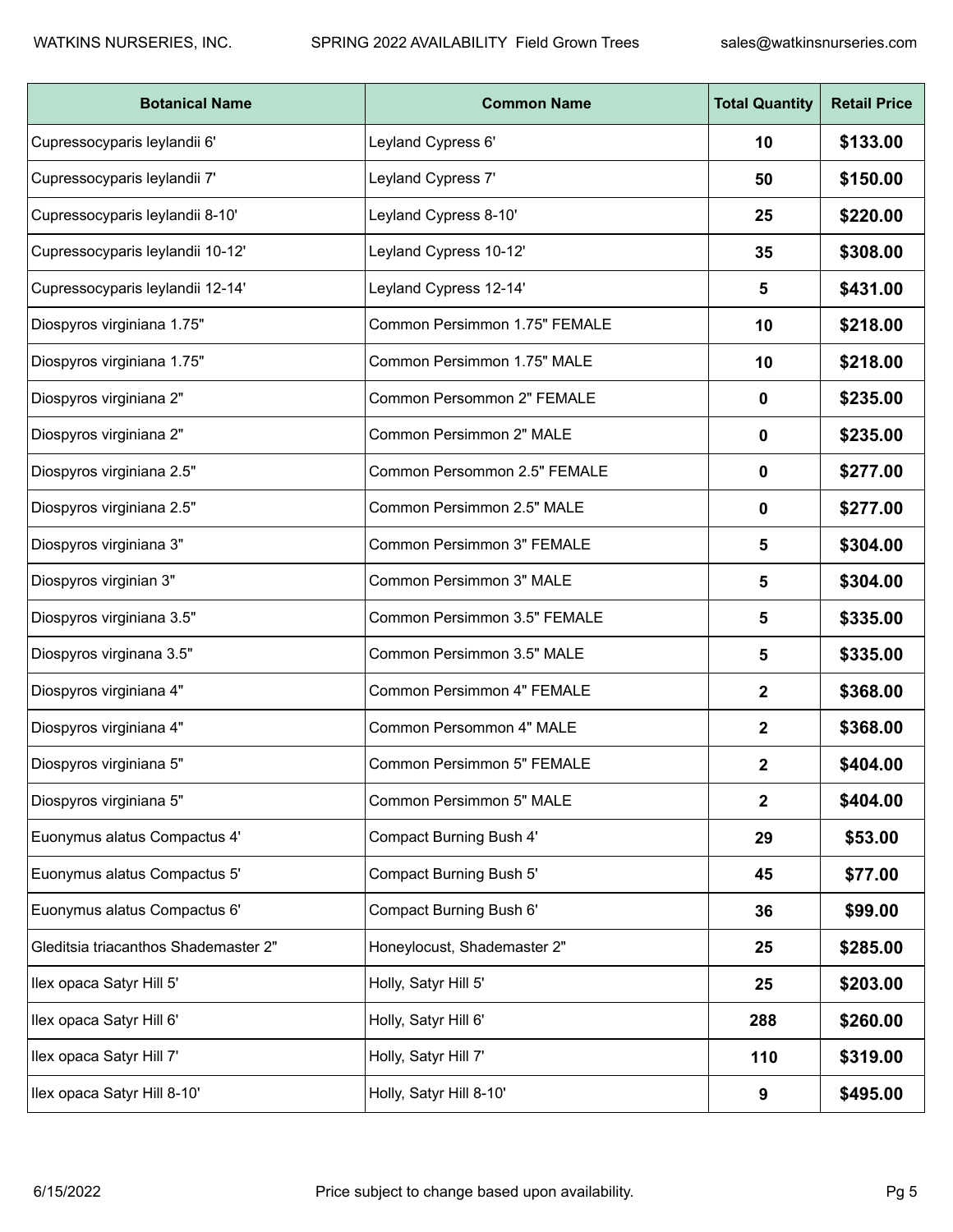| Botanical Name | Common Name | Total Quantity | Retail Price |
|---|---|---|---|
| Cupressocyparis leylandii 6' | Leyland Cypress 6' | **10** | **$133.00** |
| Cupressocyparis leylandii 7' | Leyland Cypress 7' | **50** | **$150.00** |
| Cupressocyparis leylandii 8-10' | Leyland Cypress 8-10' | **25** | **$220.00** |
| Cupressocyparis leylandii 10-12' | Leyland Cypress 10-12' | **35** | **$308.00** |
| Cupressocyparis leylandii 12-14' | Leyland Cypress 12-14' | **5** | **$431.00** |
| Diospyros virginiana 1.75" | Common Persimmon 1.75" FEMALE | **10** | **$218.00** |
| Diospyros virginiana 1.75" | Common Persimmon 1.75" MALE | **10** | **$218.00** |
| Diospyros virginiana 2" | Common Persommon 2" FEMALE | **0** | **$235.00** |
| Diospyros virginiana 2" | Common Persimmon 2" MALE | **0** | **$235.00** |
| Diospyros virginiana 2.5" | Common Persommon 2.5" FEMALE | **0** | **$277.00** |
| Diospyros virginiana 2.5" | Common Persimmon 2.5" MALE | **0** | **$277.00** |
| Diospyros virginiana 3" | Common Persimmon 3" FEMALE | **5** | **$304.00** |
| Diospyros virginian 3" | Common Persimmon 3" MALE | **5** | **$304.00** |
| Diospyros virginiana 3.5" | Common Persimmon 3.5" FEMALE | **5** | **$335.00** |
| Diospyros virginana 3.5" | Common Persimmon 3.5" MALE | **5** | **$335.00** |
| Diospyros virginiana 4" | Common Persimmon 4" FEMALE | **2** | **$368.00** |
| Diospyros virginiana 4" | Common Persommon 4" MALE | **2** | **$368.00** |
| Diospyros virginiana 5" | Common Persimmon 5" FEMALE | **2** | **$404.00** |
| Diospyros virginiana 5" | Common Persimmon 5" MALE | **2** | **$404.00** |
| Euonymus alatus Compactus 4' | Compact Burning Bush 4' | **29** | **$53.00** |
| Euonymus alatus Compactus 5' | Compact Burning Bush 5' | **45** | **$77.00** |
| Euonymus alatus Compactus 6' | Compact Burning Bush 6' | **36** | **$99.00** |
| Gleditsia triacanthos Shademaster 2" | Honeylocust, Shademaster 2" | **25** | **$285.00** |
| Ilex opaca Satyr Hill 5' | Holly, Satyr Hill 5' | **25** | **$203.00** |
| Ilex opaca Satyr Hill 6' | Holly, Satyr Hill 6' | **288** | **$260.00** |
| Ilex opaca Satyr Hill 7' | Holly, Satyr Hill 7' | **110** | **$319.00** |
| Ilex opaca Satyr Hill 8-10' | Holly, Satyr Hill 8-10' | **9** | **$495.00** |

Price subject to change based upon availability.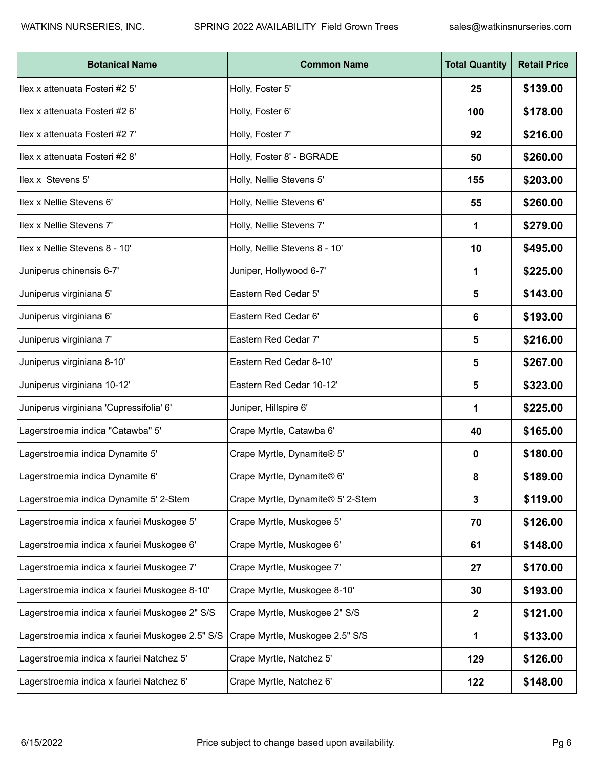| Botanical Name | Common Name | Total Quantity | Retail Price |
|---|---|---|---|
| Ilex x attenuata Fosteri #2 5' | Holly, Foster 5' | **25** | **$139.00** |
| Ilex x attenuata Fosteri #2 6' | Holly, Foster 6' | **100** | **$178.00** |
| Ilex x attenuata Fosteri #2 7' | Holly, Foster 7' | **92** | **$216.00** |
| Ilex x attenuata Fosteri #2 8' | Holly, Foster 8' - BGRADE | **50** | **$260.00** |
| Ilex x  Stevens 5' | Holly, Nellie Stevens 5' | **155** | **$203.00** |
| Ilex x Nellie Stevens 6' | Holly, Nellie Stevens 6' | **55** | **$260.00** |
| Ilex x Nellie Stevens 7' | Holly, Nellie Stevens 7' | **1** | **$279.00** |
| Ilex x Nellie Stevens 8 - 10' | Holly, Nellie Stevens 8 - 10' | **10** | **$495.00** |
| Juniperus chinensis 6-7' | Juniper, Hollywood 6-7' | **1** | **$225.00** |
| Juniperus virginiana 5' | Eastern Red Cedar 5' | **5** | **$143.00** |
| Juniperus virginiana 6' | Eastern Red Cedar 6' | **6** | **$193.00** |
| Juniperus virginiana 7' | Eastern Red Cedar 7' | **5** | **$216.00** |
| Juniperus virginiana 8-10' | Eastern Red Cedar 8-10' | **5** | **$267.00** |
| Juniperus virginiana 10-12' | Eastern Red Cedar 10-12' | **5** | **$323.00** |
| Juniperus virginiana 'Cupressifolia' 6' | Juniper, Hillspire 6' | **1** | **$225.00** |
| Lagerstroemia indica "Catawba" 5' | Crape Myrtle, Catawba 6' | **40** | **$165.00** |
| Lagerstroemia indica Dynamite 5' | Crape Myrtle, Dynamite® 5' | **0** | **$180.00** |
| Lagerstroemia indica Dynamite 6' | Crape Myrtle, Dynamite® 6' | **8** | **$189.00** |
| Lagerstroemia indica Dynamite 5' 2-Stem | Crape Myrtle, Dynamite® 5' 2-Stem | **3** | **$119.00** |
| Lagerstroemia indica x fauriei Muskogee 5' | Crape Myrtle, Muskogee 5' | **70** | **$126.00** |
| Lagerstroemia indica x fauriei Muskogee 6' | Crape Myrtle, Muskogee 6' | **61** | **$148.00** |
| Lagerstroemia indica x fauriei Muskogee 7' | Crape Myrtle, Muskogee 7' | **27** | **$170.00** |
| Lagerstroemia indica x fauriei Muskogee 8-10' | Crape Myrtle, Muskogee 8-10' | **30** | **$193.00** |
| Lagerstroemia indica x fauriei Muskogee 2" S/S | Crape Myrtle, Muskogee 2" S/S | **2** | **$121.00** |
| Lagerstroemia indica x fauriei Muskogee 2.5" S/S | Crape Myrtle, Muskogee 2.5" S/S | **1** | **$133.00** |
| Lagerstroemia indica x fauriei Natchez 5' | Crape Myrtle, Natchez 5' | **129** | **$126.00** |
| Lagerstroemia indica x fauriei Natchez 6' | Crape Myrtle, Natchez 6' | **122** | **$148.00** |

Price subject to change based upon availability.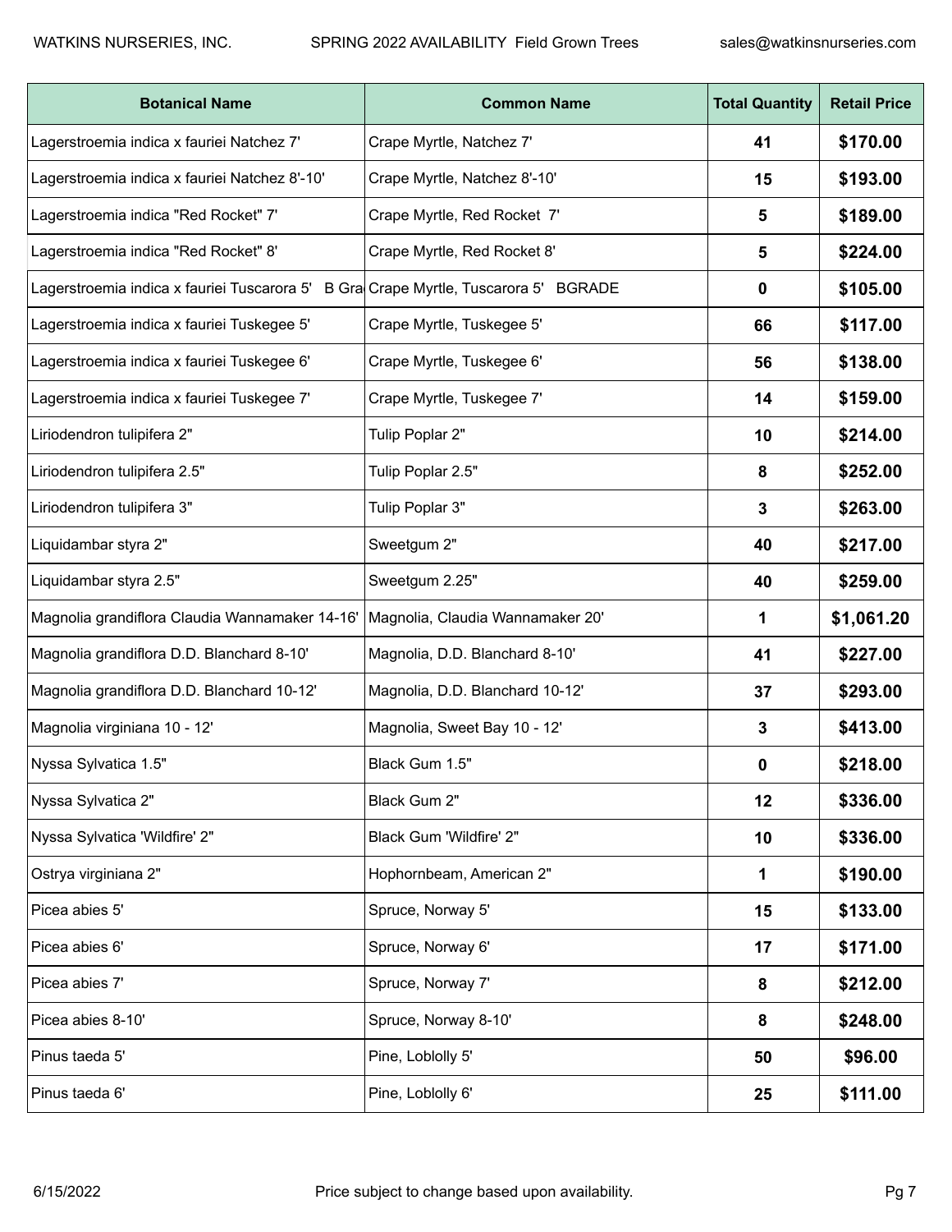| Botanical Name | Common Name | Total Quantity | Retail Price |
|---|---|---|---|
| Lagerstroemia indica x fauriei Natchez 7' | Crape Myrtle, Natchez 7' | 41 | $170.00 |
| Lagerstroemia indica x fauriei Natchez 8'-10' | Crape Myrtle, Natchez 8'-10' | 15 | $193.00 |
| Lagerstroemia indica "Red Rocket" 7' | Crape Myrtle, Red Rocket 7' | 5 | $189.00 |
| Lagerstroemia indica "Red Rocket" 8' | Crape Myrtle, Red Rocket 8' | 5 | $224.00 |
| Lagerstroemia indica x fauriei Tuscarora 5' B Gra | Crape Myrtle, Tuscarora 5' BGRADE | 0 | $105.00 |
| Lagerstroemia indica x fauriei Tuskegee 5' | Crape Myrtle, Tuskegee 5' | 66 | $117.00 |
| Lagerstroemia indica x fauriei Tuskegee 6' | Crape Myrtle, Tuskegee 6' | 56 | $138.00 |
| Lagerstroemia indica x fauriei Tuskegee 7' | Crape Myrtle, Tuskegee 7' | 14 | $159.00 |
| Liriodendron tulipifera 2" | Tulip Poplar 2" | 10 | $214.00 |
| Liriodendron tulipifera 2.5" | Tulip Poplar 2.5" | 8 | $252.00 |
| Liriodendron tulipifera 3" | Tulip Poplar 3" | 3 | $263.00 |
| Liquidambar styra 2" | Sweetgum 2" | 40 | $217.00 |
| Liquidambar styra 2.5" | Sweetgum 2.25" | 40 | $259.00 |
| Magnolia grandiflora Claudia Wannamaker 14-16' | Magnolia, Claudia Wannamaker 20' | 1 | $1,061.20 |
| Magnolia grandiflora D.D. Blanchard 8-10' | Magnolia, D.D. Blanchard 8-10' | 41 | $227.00 |
| Magnolia grandiflora D.D. Blanchard 10-12' | Magnolia, D.D. Blanchard 10-12' | 37 | $293.00 |
| Magnolia virginiana 10 - 12' | Magnolia, Sweet Bay 10 - 12' | 3 | $413.00 |
| Nyssa Sylvatica 1.5" | Black Gum 1.5" | 0 | $218.00 |
| Nyssa Sylvatica 2" | Black Gum 2" | 12 | $336.00 |
| Nyssa Sylvatica 'Wildfire' 2" | Black Gum 'Wildfire' 2" | 10 | $336.00 |
| Ostrya virginiana 2" | Hophornbeam, American 2" | 1 | $190.00 |
| Picea abies 5' | Spruce, Norway 5' | 15 | $133.00 |
| Picea abies 6' | Spruce, Norway 6' | 17 | $171.00 |
| Picea abies 7' | Spruce, Norway 7' | 8 | $212.00 |
| Picea abies 8-10' | Spruce, Norway 8-10' | 8 | $248.00 |
| Pinus taeda 5' | Pine, Loblolly 5' | 50 | $96.00 |
| Pinus taeda 6' | Pine, Loblolly 6' | 25 | $111.00 |

Price subject to change based upon availability.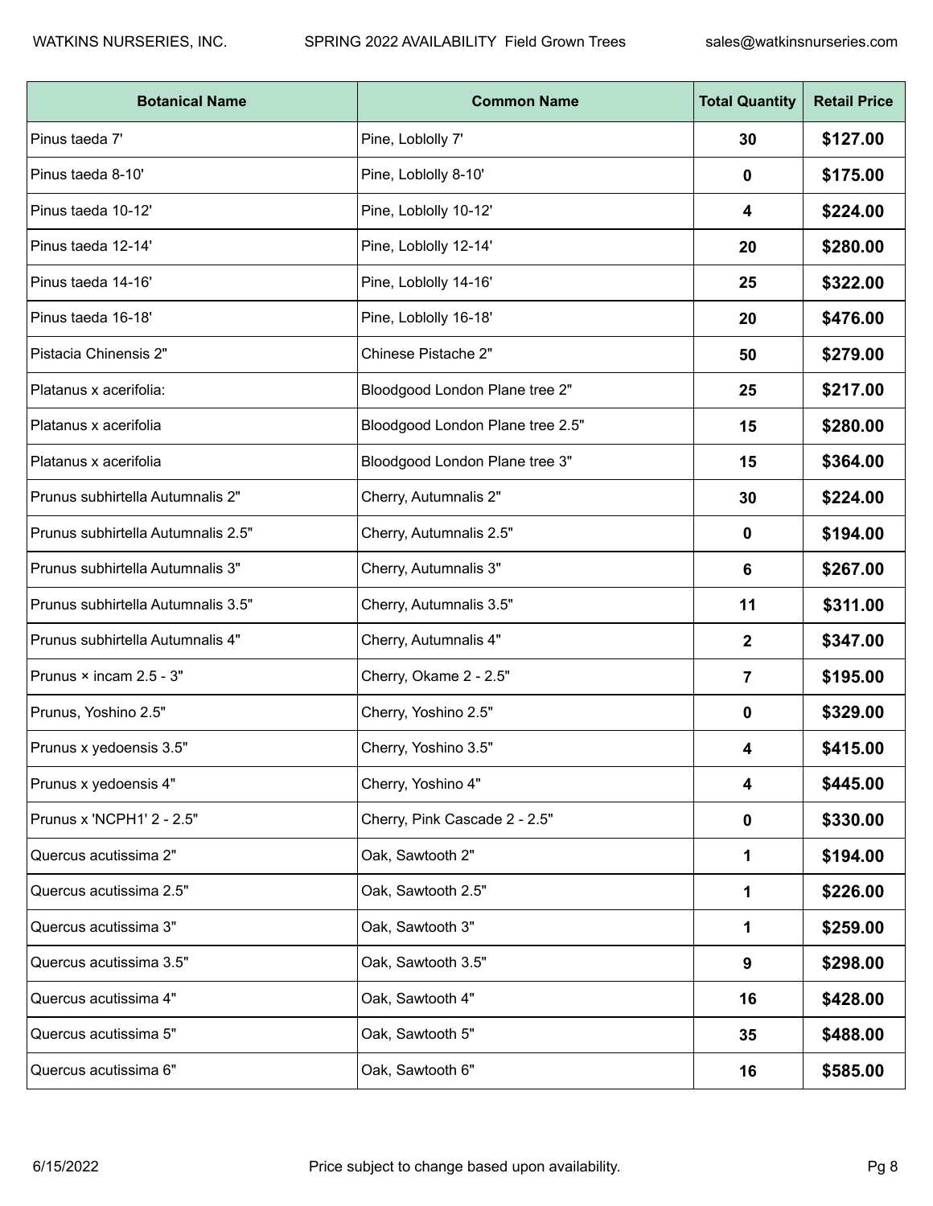| Botanical Name | Common Name | Total Quantity | Retail Price |
|---|---|---|---|
| Pinus taeda 7' | Pine, Loblolly 7' | **30** | **$127.00** |
| Pinus taeda 8-10' | Pine, Loblolly 8-10' | **0** | **$175.00** |
| Pinus taeda 10-12' | Pine, Loblolly 10-12' | **4** | **$224.00** |
| Pinus taeda 12-14' | Pine, Loblolly 12-14' | **20** | **$280.00** |
| Pinus taeda 14-16' | Pine, Loblolly 14-16' | **25** | **$322.00** |
| Pinus taeda 16-18' | Pine, Loblolly 16-18' | **20** | **$476.00** |
| Pistacia Chinensis 2" | Chinese Pistache 2" | **50** | **$279.00** |
| Platanus x acerifolia: | Bloodgood London Plane tree 2" | **25** | **$217.00** |
| Platanus x acerifolia | Bloodgood London Plane tree 2.5" | **15** | **$280.00** |
| Platanus x acerifolia | Bloodgood London Plane tree 3" | **15** | **$364.00** |
| Prunus subhirtella Autumnalis 2" | Cherry, Autumnalis 2" | **30** | **$224.00** |
| Prunus subhirtella Autumnalis 2.5" | Cherry, Autumnalis 2.5" | **0** | **$194.00** |
| Prunus subhirtella Autumnalis 3" | Cherry, Autumnalis 3" | **6** | **$267.00** |
| Prunus subhirtella Autumnalis 3.5" | Cherry, Autumnalis 3.5" | **11** | **$311.00** |
| Prunus subhirtella Autumnalis 4" | Cherry, Autumnalis 4" | **2** | **$347.00** |
| Prunus × incam 2.5 - 3" | Cherry, Okame 2 - 2.5" | **7** | **$195.00** |
| Prunus, Yoshino 2.5" | Cherry, Yoshino 2.5" | **0** | **$329.00** |
| Prunus x yedoensis 3.5" | Cherry, Yoshino 3.5" | **4** | **$415.00** |
| Prunus x yedoensis 4" | Cherry, Yoshino 4" | **4** | **$445.00** |
| Prunus x 'NCPH1' 2 - 2.5" | Cherry, Pink Cascade 2 - 2.5" | **0** | **$330.00** |
| Quercus acutissima 2" | Oak, Sawtooth 2" | **1** | **$194.00** |
| Quercus acutissima 2.5" | Oak, Sawtooth 2.5" | **1** | **$226.00** |
| Quercus acutissima 3" | Oak, Sawtooth 3" | **1** | **$259.00** |
| Quercus acutissima 3.5" | Oak, Sawtooth 3.5" | **9** | **$298.00** |
| Quercus acutissima 4" | Oak, Sawtooth 4" | **16** | **$428.00** |
| Quercus acutissima 5" | Oak, Sawtooth 5" | **35** | **$488.00** |
| Quercus acutissima 6" | Oak, Sawtooth 6" | **16** | **$585.00** |

Price subject to change based upon availability.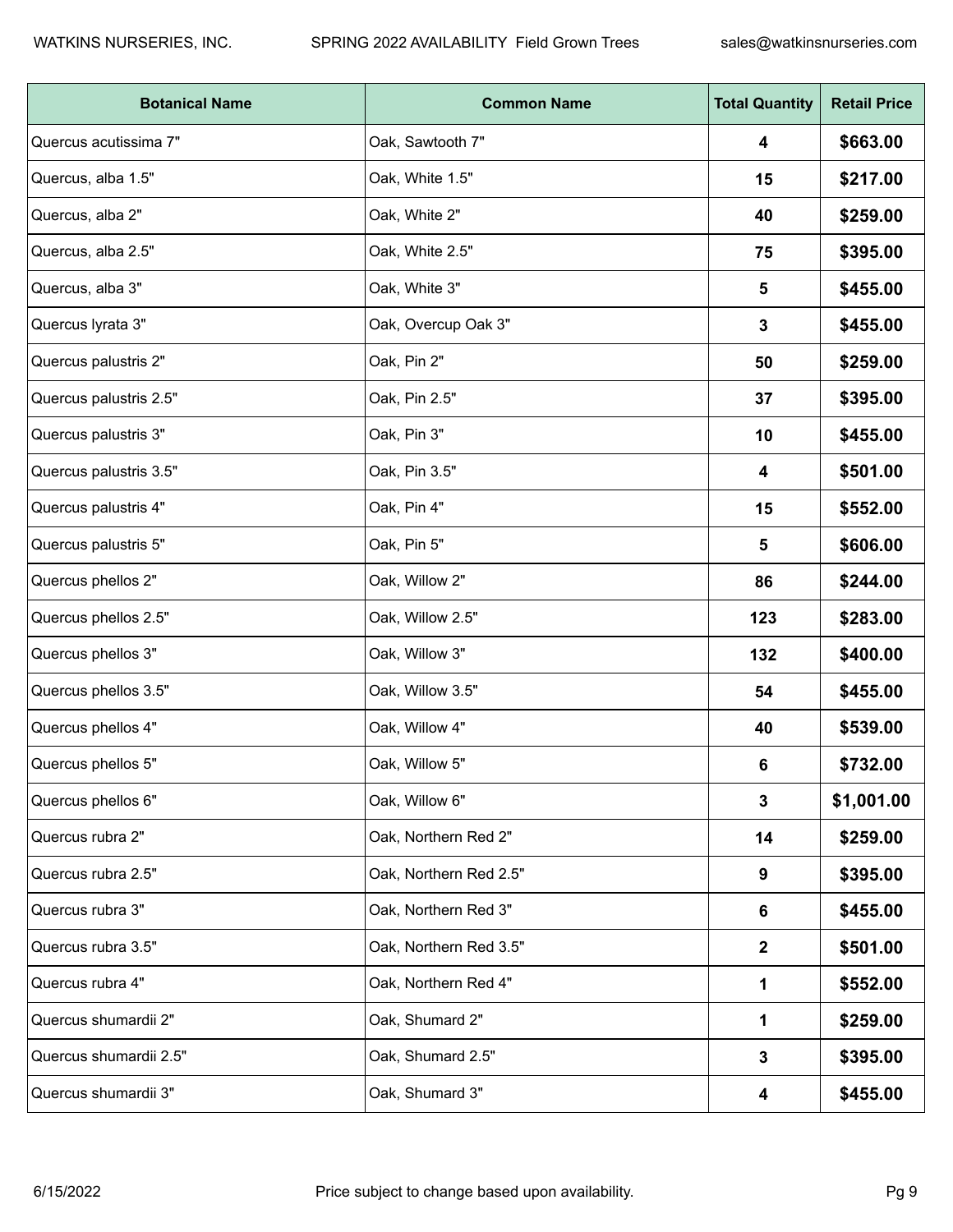| Botanical Name | Common Name | Total Quantity | Retail Price |
|---|---|---|---|
| Quercus acutissima 7" | Oak, Sawtooth 7" | **4** | **$663.00** |
| Quercus, alba 1.5" | Oak, White 1.5" | **15** | **$217.00** |
| Quercus, alba 2" | Oak, White 2" | **40** | **$259.00** |
| Quercus, alba 2.5" | Oak, White 2.5" | **75** | **$395.00** |
| Quercus, alba 3" | Oak, White 3" | **5** | **$455.00** |
| Quercus lyrata 3" | Oak, Overcup Oak 3" | **3** | **$455.00** |
| Quercus palustris 2" | Oak, Pin 2" | **50** | **$259.00** |
| Quercus palustris 2.5" | Oak, Pin 2.5" | **37** | **$395.00** |
| Quercus palustris 3" | Oak, Pin 3" | **10** | **$455.00** |
| Quercus palustris 3.5" | Oak, Pin 3.5" | **4** | **$501.00** |
| Quercus palustris 4" | Oak, Pin 4" | **15** | **$552.00** |
| Quercus palustris 5" | Oak, Pin 5" | **5** | **$606.00** |
| Quercus phellos 2" | Oak, Willow 2" | **86** | **$244.00** |
| Quercus phellos 2.5" | Oak, Willow 2.5" | **123** | **$283.00** |
| Quercus phellos 3" | Oak, Willow 3" | **132** | **$400.00** |
| Quercus phellos 3.5" | Oak, Willow 3.5" | **54** | **$455.00** |
| Quercus phellos 4" | Oak, Willow 4" | **40** | **$539.00** |
| Quercus phellos 5" | Oak, Willow 5" | **6** | **$732.00** |
| Quercus phellos 6" | Oak, Willow 6" | **3** | **$1,001.00** |
| Quercus rubra 2" | Oak, Northern Red 2" | **14** | **$259.00** |
| Quercus rubra 2.5" | Oak, Northern Red 2.5" | **9** | **$395.00** |
| Quercus rubra 3" | Oak, Northern Red 3" | **6** | **$455.00** |
| Quercus rubra 3.5" | Oak, Northern Red 3.5" | **2** | **$501.00** |
| Quercus rubra 4" | Oak, Northern Red 4" | **1** | **$552.00** |
| Quercus shumardii 2" | Oak, Shumard 2" | **1** | **$259.00** |
| Quercus shumardii 2.5" | Oak, Shumard 2.5" | **3** | **$395.00** |
| Quercus shumardii 3" | Oak, Shumard 3" | **4** | **$455.00** |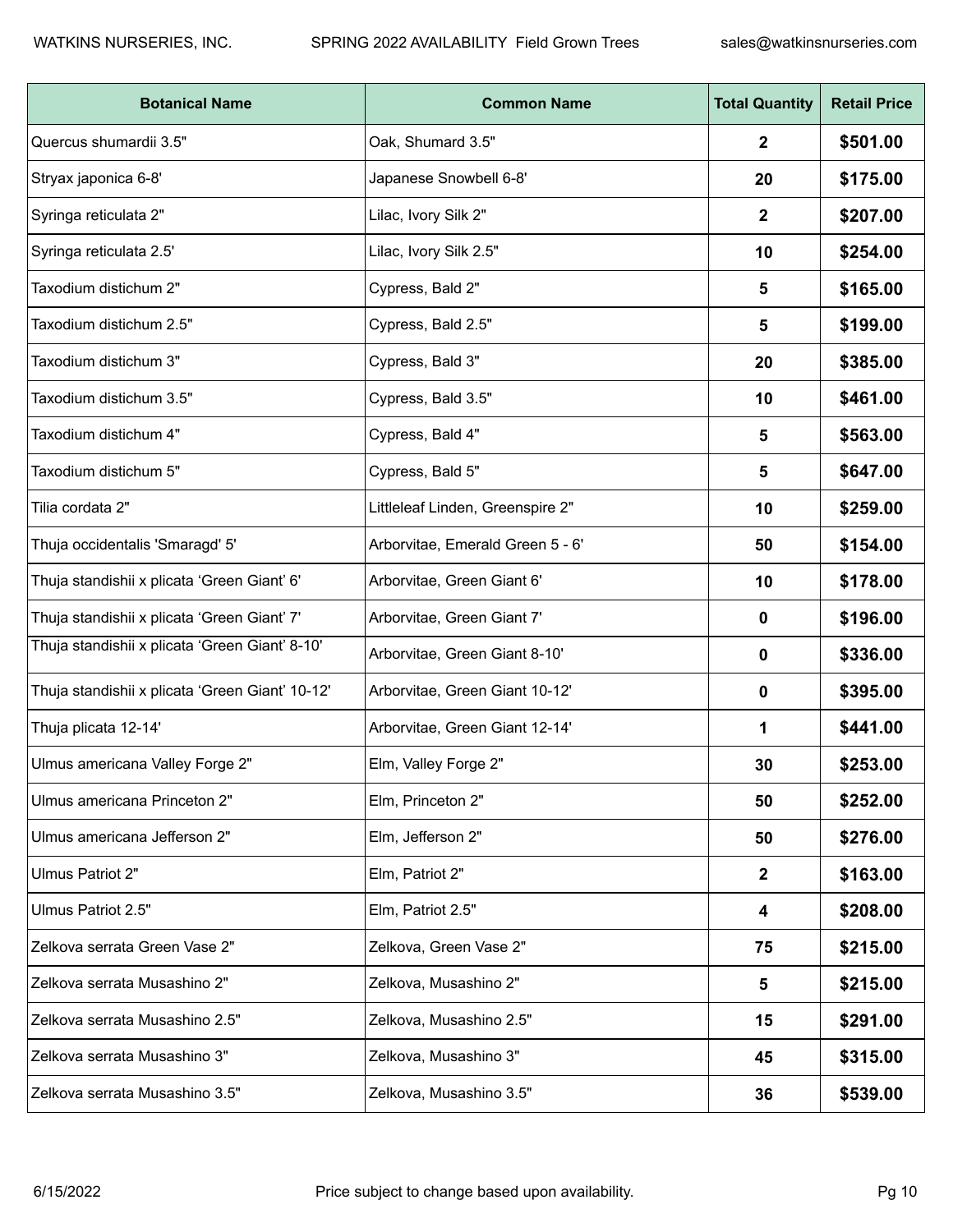| Botanical Name | Common Name | Total Quantity | Retail Price |
|---|---|---|---|
| Quercus shumardii 3.5" | Oak, Shumard 3.5" | **2** | **$501.00** |
| Stryax japonica 6-8' | Japanese Snowbell 6-8' | **20** | **$175.00** |
| Syringa reticulata 2" | Lilac, Ivory Silk 2" | **2** | **$207.00** |
| Syringa reticulata 2.5' | Lilac, Ivory Silk 2.5" | **10** | **$254.00** |
| Taxodium distichum 2" | Cypress, Bald 2" | **5** | **$165.00** |
| Taxodium distichum 2.5" | Cypress, Bald 2.5" | **5** | **$199.00** |
| Taxodium distichum 3" | Cypress, Bald 3" | **20** | **$385.00** |
| Taxodium distichum 3.5" | Cypress, Bald 3.5" | **10** | **$461.00** |
| Taxodium distichum 4" | Cypress, Bald 4" | **5** | **$563.00** |
| Taxodium distichum 5" | Cypress, Bald 5" | **5** | **$647.00** |
| Tilia cordata 2" | Littleleaf Linden, Greenspire 2" | **10** | **$259.00** |
| Thuja occidentalis 'Smaragd' 5' | Arborvitae, Emerald Green 5 - 6' | **50** | **$154.00** |
| Thuja standishii x plicata ‘Green Giant’ 6' | Arborvitae, Green Giant 6' | **10** | **$178.00** |
| Thuja standishii x plicata ‘Green Giant’ 7' | Arborvitae, Green Giant 7' | **0** | **$196.00** |
| Thuja standishii x plicata ‘Green Giant’ 8-10' | Arborvitae, Green Giant 8-10' | **0** | **$336.00** |
| Thuja standishii x plicata ‘Green Giant’ 10-12' | Arborvitae, Green Giant 10-12' | **0** | **$395.00** |
| Thuja plicata 12-14' | Arborvitae, Green Giant 12-14' | **1** | **$441.00** |
| Ulmus americana Valley Forge 2" | Elm, Valley Forge 2" | **30** | **$253.00** |
| Ulmus americana Princeton 2" | Elm, Princeton 2" | **50** | **$252.00** |
| Ulmus americana Jefferson 2" | Elm, Jefferson 2" | **50** | **$276.00** |
| Ulmus Patriot 2" | Elm, Patriot 2" | **2** | **$163.00** |
| Ulmus Patriot 2.5" | Elm, Patriot 2.5" | **4** | **$208.00** |
| Zelkova serrata Green Vase 2" | Zelkova, Green Vase 2" | **75** | **$215.00** |
| Zelkova serrata Musashino 2" | Zelkova, Musashino 2" | **5** | **$215.00** |
| Zelkova serrata Musashino 2.5" | Zelkova, Musashino 2.5" | **15** | **$291.00** |
| Zelkova serrata Musashino 3" | Zelkova, Musashino 3" | **45** | **$315.00** |
| Zelkova serrata Musashino 3.5" | Zelkova, Musashino 3.5" | **36** | **$539.00** |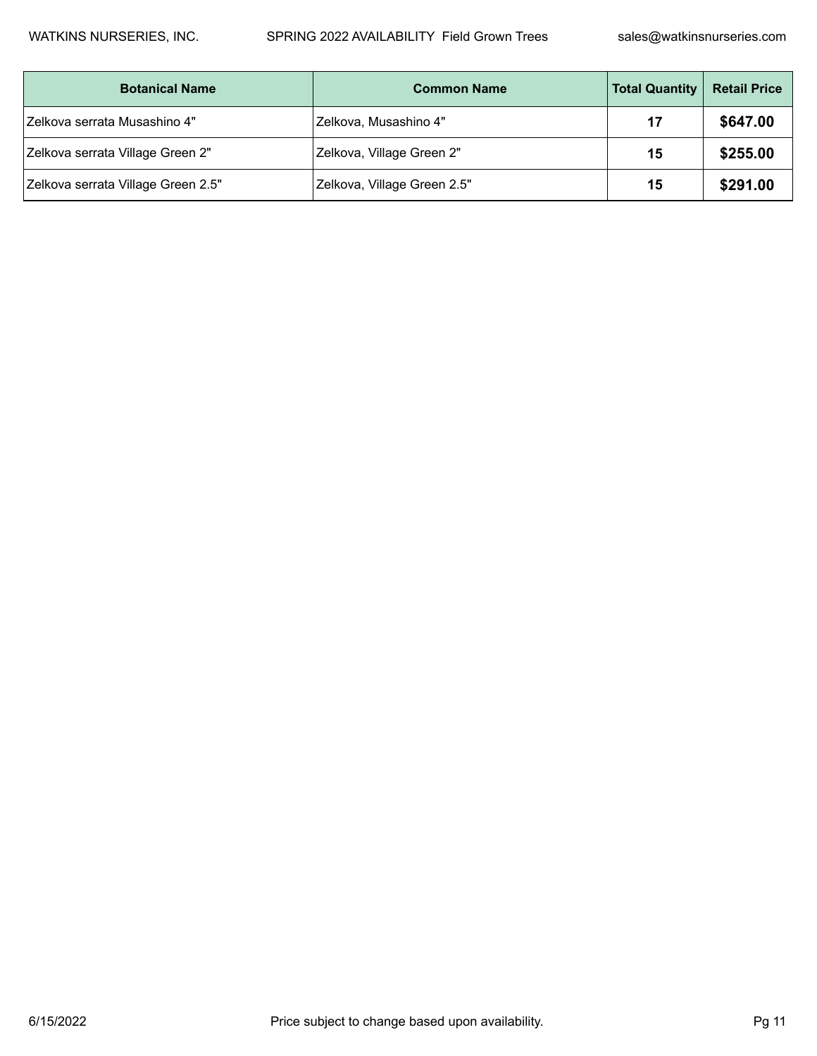| Botanical Name | Common Name | Total Quantity | Retail Price |
|---|---|---|---|
| Zelkova serrata Musashino 4" | Zelkova, Musashino 4" | **17** | **$647.00** |
| Zelkova serrata Village Green 2" | Zelkova, Village Green 2" | **15** | **$255.00** |
| Zelkova serrata Village Green 2.5" | Zelkova, Village Green 2.5" | **15** | **$291.00** |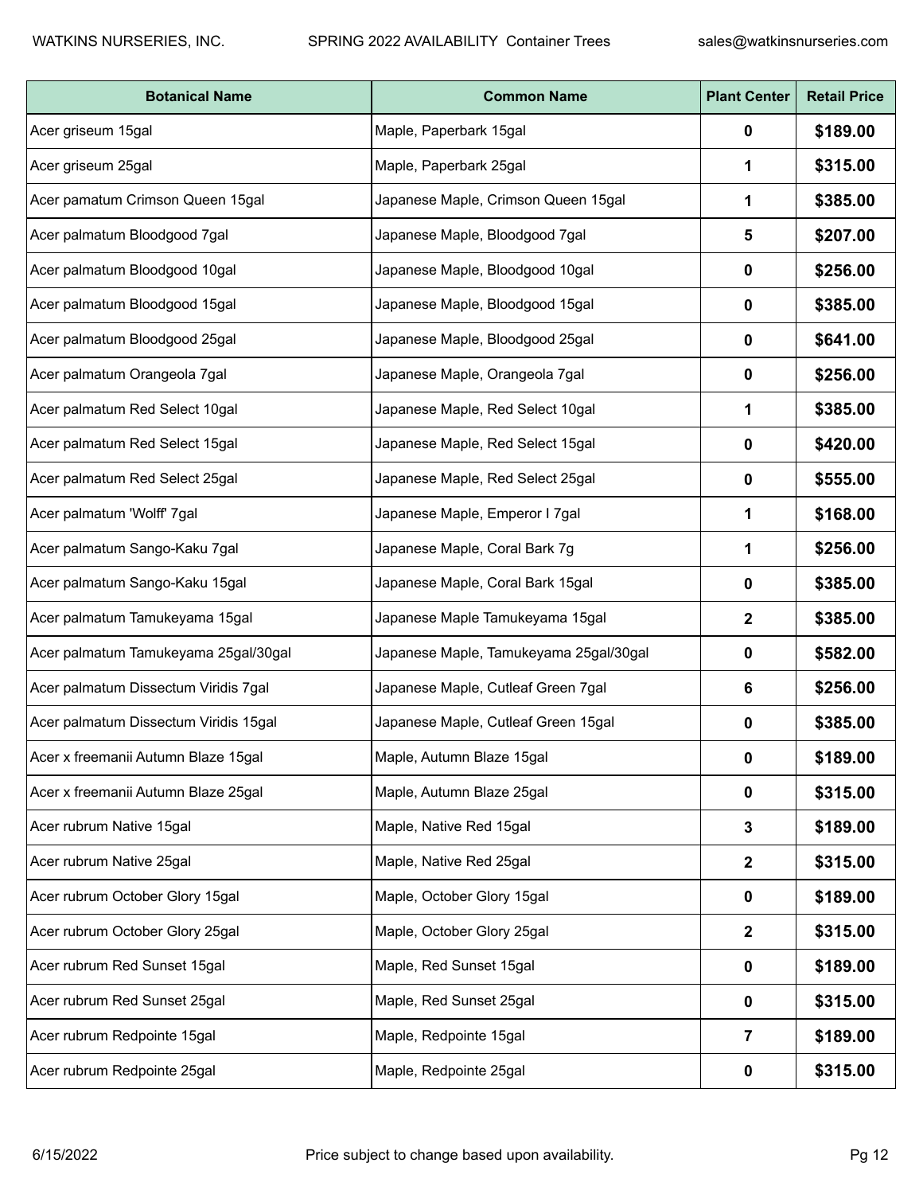| Botanical Name | Common Name | Plant Center | Retail Price |
|---|---|---|---|
| Acer griseum 15gal | Maple, Paperbark 15gal | 0 | $189.00 |
| Acer griseum 25gal | Maple, Paperbark 25gal | 1 | $315.00 |
| Acer pamatum Crimson Queen 15gal | Japanese Maple, Crimson Queen 15gal | 1 | $385.00 |
| Acer palmatum Bloodgood 7gal | Japanese Maple, Bloodgood 7gal | 5 | $207.00 |
| Acer palmatum Bloodgood 10gal | Japanese Maple, Bloodgood 10gal | 0 | $256.00 |
| Acer palmatum Bloodgood 15gal | Japanese Maple, Bloodgood 15gal | 0 | $385.00 |
| Acer palmatum Bloodgood 25gal | Japanese Maple, Bloodgood 25gal | 0 | $641.00 |
| Acer palmatum Orangeola 7gal | Japanese Maple, Orangeola 7gal | 0 | $256.00 |
| Acer palmatum Red Select 10gal | Japanese Maple, Red Select 10gal | 1 | $385.00 |
| Acer palmatum Red Select 15gal | Japanese Maple, Red Select 15gal | 0 | $420.00 |
| Acer palmatum Red Select 25gal | Japanese Maple, Red Select 25gal | 0 | $555.00 |
| Acer palmatum 'Wolff' 7gal | Japanese Maple, Emperor I 7gal | 1 | $168.00 |
| Acer palmatum Sango-Kaku 7gal | Japanese Maple, Coral Bark 7g | 1 | $256.00 |
| Acer palmatum Sango-Kaku 15gal | Japanese Maple, Coral Bark 15gal | 0 | $385.00 |
| Acer palmatum Tamukeyama 15gal | Japanese Maple Tamukeyama 15gal | 2 | $385.00 |
| Acer palmatum Tamukeyama 25gal/30gal | Japanese Maple, Tamukeyama 25gal/30gal | 0 | $582.00 |
| Acer palmatum Dissectum Viridis 7gal | Japanese Maple, Cutleaf Green 7gal | 6 | $256.00 |
| Acer palmatum Dissectum Viridis 15gal | Japanese Maple, Cutleaf Green 15gal | 0 | $385.00 |
| Acer x freemanii Autumn Blaze 15gal | Maple, Autumn Blaze 15gal | 0 | $189.00 |
| Acer x freemanii Autumn Blaze 25gal | Maple, Autumn Blaze 25gal | 0 | $315.00 |
| Acer rubrum Native 15gal | Maple, Native Red 15gal | 3 | $189.00 |
| Acer rubrum Native 25gal | Maple, Native Red 25gal | 2 | $315.00 |
| Acer rubrum October Glory 15gal | Maple, October Glory 15gal | 0 | $189.00 |
| Acer rubrum October Glory 25gal | Maple, October Glory 25gal | 2 | $315.00 |
| Acer rubrum Red Sunset 15gal | Maple, Red Sunset 15gal | 0 | $189.00 |
| Acer rubrum Red Sunset 25gal | Maple, Red Sunset 25gal | 0 | $315.00 |
| Acer rubrum Redpointe 15gal | Maple, Redpointe 15gal | 7 | $189.00 |
| Acer rubrum Redpointe 25gal | Maple, Redpointe 25gal | 0 | $315.00 |

Price subject to change based upon availability.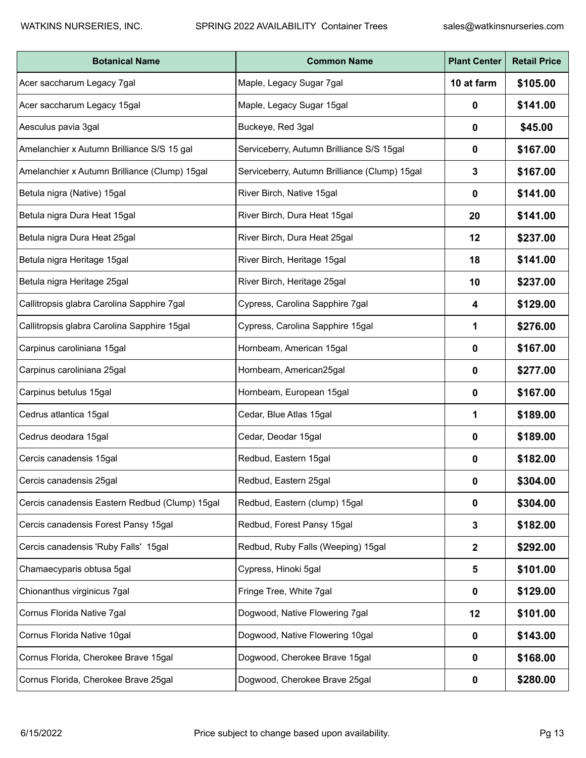| Botanical Name | Common Name | Plant Center | Retail Price |
|---|---|---|---|
| Acer saccharum Legacy 7gal | Maple, Legacy Sugar 7gal | **10 at farm** | **$105.00** |
| Acer saccharum Legacy 15gal | Maple, Legacy Sugar 15gal | **0** | **$141.00** |
| Aesculus pavia 3gal | Buckeye, Red 3gal | **0** | **$45.00** |
| Amelanchier x Autumn Brilliance S/S 15 gal | Serviceberry, Autumn Brilliance S/S 15gal | **0** | **$167.00** |
| Amelanchier x Autumn Brilliance (Clump) 15gal | Serviceberry, Autumn Brilliance (Clump) 15gal | **3** | **$167.00** |
| Betula nigra (Native) 15gal | River Birch, Native 15gal | **0** | **$141.00** |
| Betula nigra Dura Heat 15gal | River Birch, Dura Heat 15gal | **20** | **$141.00** |
| Betula nigra Dura Heat 25gal | River Birch, Dura Heat 25gal | **12** | **$237.00** |
| Betula nigra Heritage 15gal | River Birch, Heritage 15gal | **18** | **$141.00** |
| Betula nigra Heritage 25gal | River Birch, Heritage 25gal | **10** | **$237.00** |
| Callitropsis glabra Carolina Sapphire 7gal | Cypress, Carolina Sapphire 7gal | **4** | **$129.00** |
| Callitropsis glabra Carolina Sapphire 15gal | Cypress, Carolina Sapphire 15gal | **1** | **$276.00** |
| Carpinus caroliniana 15gal | Hornbeam, American 15gal | **0** | **$167.00** |
| Carpinus caroliniana 25gal | Hornbeam, American25gal | **0** | **$277.00** |
| Carpinus betulus 15gal | Hornbeam, European 15gal | **0** | **$167.00** |
| Cedrus atlantica 15gal | Cedar, Blue Atlas 15gal | **1** | **$189.00** |
| Cedrus deodara 15gal | Cedar, Deodar 15gal | **0** | **$189.00** |
| Cercis canadensis 15gal | Redbud, Eastern 15gal | **0** | **$182.00** |
| Cercis canadensis 25gal | Redbud, Eastern 25gal | **0** | **$304.00** |
| Cercis canadensis Eastern Redbud (Clump) 15gal | Redbud, Eastern (clump) 15gal | **0** | **$304.00** |
| Cercis canadensis Forest Pansy 15gal | Redbud, Forest Pansy 15gal | **3** | **$182.00** |
| Cercis canadensis 'Ruby Falls' 15gal | Redbud, Ruby Falls (Weeping) 15gal | **2** | **$292.00** |
| Chamaecyparis obtusa 5gal | Cypress, Hinoki 5gal | **5** | **$101.00** |
| Chionanthus virginicus 7gal | Fringe Tree, White 7gal | **0** | **$129.00** |
| Cornus Florida Native 7gal | Dogwood, Native Flowering 7gal | **12** | **$101.00** |
| Cornus Florida Native 10gal | Dogwood, Native Flowering 10gal | **0** | **$143.00** |
| Cornus Florida, Cherokee Brave 15gal | Dogwood, Cherokee Brave 15gal | **0** | **$168.00** |
| Cornus Florida, Cherokee Brave 25gal | Dogwood, Cherokee Brave 25gal | **0** | **$280.00** |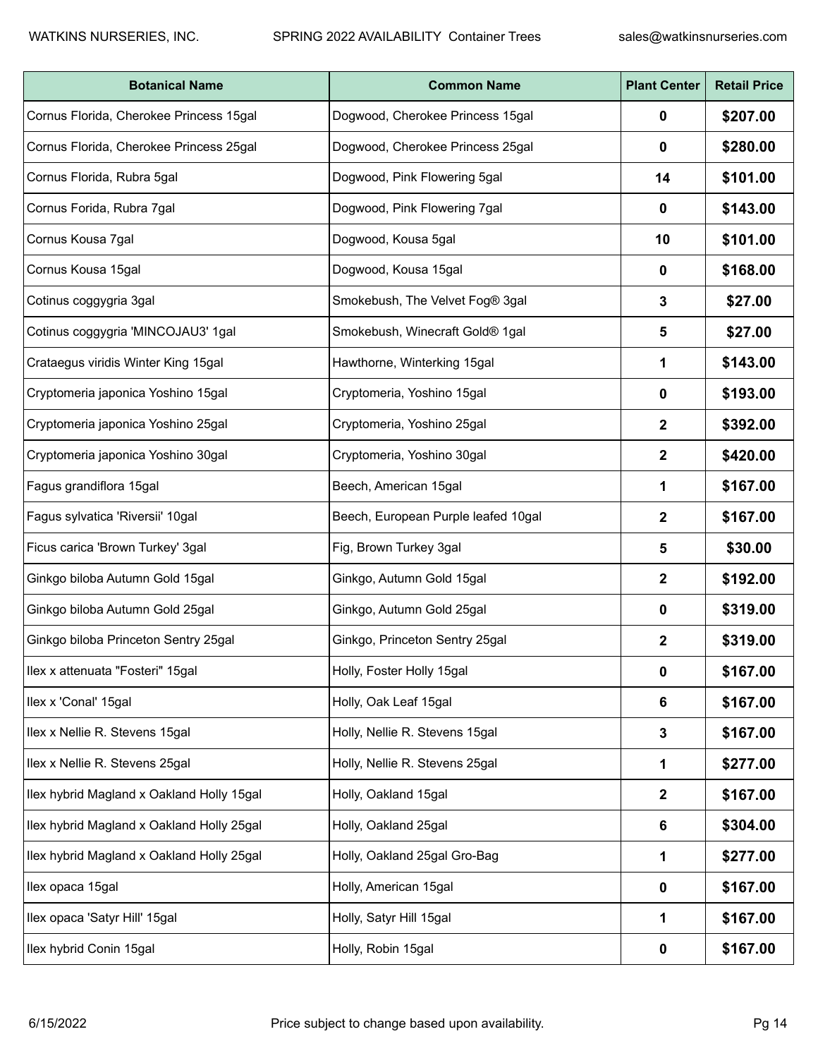| Botanical Name | Common Name | Plant Center | Retail Price |
|---|---|---|---|
| Cornus Florida, Cherokee Princess 15gal | Dogwood, Cherokee Princess 15gal | 0 | $207.00 |
| Cornus Florida, Cherokee Princess 25gal | Dogwood, Cherokee Princess 25gal | 0 | $280.00 |
| Cornus Florida, Rubra 5gal | Dogwood, Pink Flowering 5gal | 14 | $101.00 |
| Cornus Forida, Rubra 7gal | Dogwood, Pink Flowering 7gal | 0 | $143.00 |
| Cornus Kousa 7gal | Dogwood, Kousa 5gal | 10 | $101.00 |
| Cornus Kousa 15gal | Dogwood, Kousa 15gal | 0 | $168.00 |
| Cotinus coggygria 3gal | Smokebush, The Velvet Fog® 3gal | 3 | $27.00 |
| Cotinus coggygria 'MINCOJAU3' 1gal | Smokebush, Winecraft Gold® 1gal | 5 | $27.00 |
| Crataegus viridis Winter King 15gal | Hawthorne, Winterking 15gal | 1 | $143.00 |
| Cryptomeria japonica Yoshino 15gal | Cryptomeria, Yoshino 15gal | 0 | $193.00 |
| Cryptomeria japonica Yoshino 25gal | Cryptomeria, Yoshino 25gal | 2 | $392.00 |
| Cryptomeria japonica Yoshino 30gal | Cryptomeria, Yoshino 30gal | 2 | $420.00 |
| Fagus grandiflora 15gal | Beech, American 15gal | 1 | $167.00 |
| Fagus sylvatica 'Riversii' 10gal | Beech, European Purple leafed 10gal | 2 | $167.00 |
| Ficus carica 'Brown Turkey' 3gal | Fig, Brown Turkey 3gal | 5 | $30.00 |
| Ginkgo biloba Autumn Gold 15gal | Ginkgo, Autumn Gold 15gal | 2 | $192.00 |
| Ginkgo biloba Autumn Gold 25gal | Ginkgo, Autumn Gold 25gal | 0 | $319.00 |
| Ginkgo biloba Princeton Sentry 25gal | Ginkgo, Princeton Sentry 25gal | 2 | $319.00 |
| Ilex x attenuata "Fosteri" 15gal | Holly, Foster Holly 15gal | 0 | $167.00 |
| Ilex x 'Conal' 15gal | Holly, Oak Leaf 15gal | 6 | $167.00 |
| Ilex x Nellie R. Stevens 15gal | Holly, Nellie R. Stevens 15gal | 3 | $167.00 |
| Ilex x Nellie R. Stevens 25gal | Holly, Nellie R. Stevens 25gal | 1 | $277.00 |
| Ilex hybrid Magland x Oakland Holly 15gal | Holly, Oakland 15gal | 2 | $167.00 |
| Ilex hybrid Magland x Oakland Holly 25gal | Holly, Oakland 25gal | 6 | $304.00 |
| Ilex hybrid Magland x Oakland Holly 25gal | Holly, Oakland 25gal Gro-Bag | 1 | $277.00 |
| Ilex opaca 15gal | Holly, American 15gal | 0 | $167.00 |
| Ilex opaca 'Satyr Hill' 15gal | Holly, Satyr Hill 15gal | 1 | $167.00 |
| Ilex hybrid Conin 15gal | Holly, Robin 15gal | 0 | $167.00 |

Price subject to change based upon availability.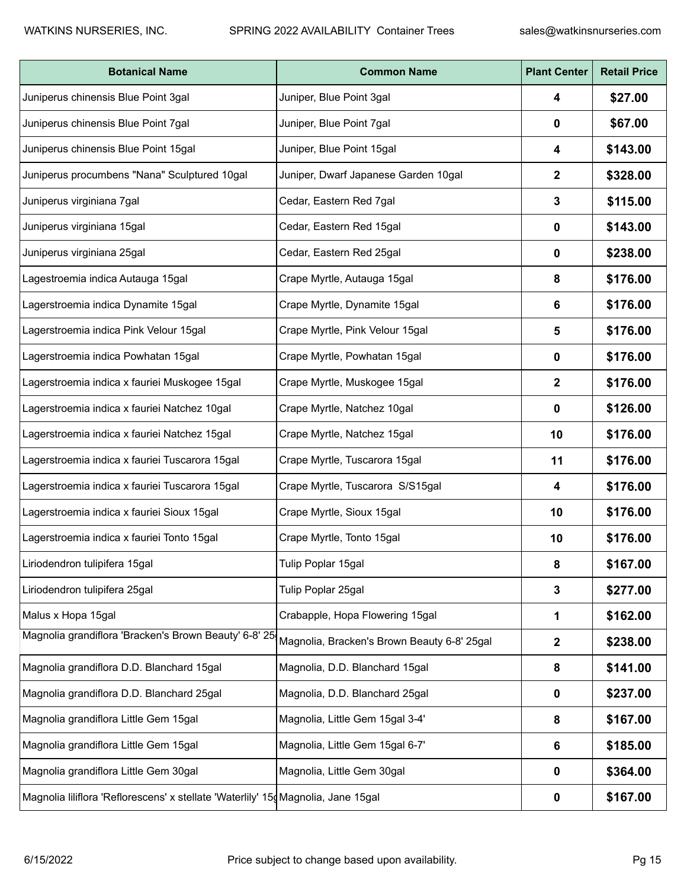| Botanical Name | Common Name | Plant Center | Retail Price |
|---|---|---|---|
| Juniperus chinensis Blue Point 3gal | Juniper, Blue Point 3gal | 4 | $27.00 |
| Juniperus chinensis Blue Point 7gal | Juniper, Blue Point 7gal | 0 | $67.00 |
| Juniperus chinensis Blue Point 15gal | Juniper, Blue Point 15gal | 4 | $143.00 |
| Juniperus procumbens "Nana" Sculptured 10gal | Juniper, Dwarf Japanese Garden 10gal | 2 | $328.00 |
| Juniperus virginiana 7gal | Cedar, Eastern Red 7gal | 3 | $115.00 |
| Juniperus virginiana 15gal | Cedar, Eastern Red 15gal | 0 | $143.00 |
| Juniperus virginiana 25gal | Cedar, Eastern Red 25gal | 0 | $238.00 |
| Lagestroemia indica Autauga 15gal | Crape Myrtle, Autauga 15gal | 8 | $176.00 |
| Lagerstroemia indica Dynamite 15gal | Crape Myrtle, Dynamite 15gal | 6 | $176.00 |
| Lagerstroemia indica Pink Velour 15gal | Crape Myrtle, Pink Velour 15gal | 5 | $176.00 |
| Lagerstroemia indica Powhatan 15gal | Crape Myrtle, Powhatan 15gal | 0 | $176.00 |
| Lagerstroemia indica x fauriei Muskogee 15gal | Crape Myrtle, Muskogee 15gal | 2 | $176.00 |
| Lagerstroemia indica x fauriei Natchez 10gal | Crape Myrtle, Natchez 10gal | 0 | $126.00 |
| Lagerstroemia indica x fauriei Natchez 15gal | Crape Myrtle, Natchez 15gal | 10 | $176.00 |
| Lagerstroemia indica x fauriei Tuscarora 15gal | Crape Myrtle, Tuscarora 15gal | 11 | $176.00 |
| Lagerstroemia indica x fauriei Tuscarora 15gal | Crape Myrtle, Tuscarora S/S15gal | 4 | $176.00 |
| Lagerstroemia indica x fauriei Sioux 15gal | Crape Myrtle, Sioux 15gal | 10 | $176.00 |
| Lagerstroemia indica x fauriei Tonto 15gal | Crape Myrtle, Tonto 15gal | 10 | $176.00 |
| Liriodendron tulipifera 15gal | Tulip Poplar 15gal | 8 | $167.00 |
| Liriodendron tulipifera 25gal | Tulip Poplar 25gal | 3 | $277.00 |
| Malus x Hopa 15gal | Crabapple, Hopa Flowering 15gal | 1 | $162.00 |
| Magnolia grandiflora 'Bracken's Brown Beauty' 6-8' 25 | Magnolia, Bracken's Brown Beauty 6-8' 25gal | 2 | $238.00 |
| Magnolia grandiflora D.D. Blanchard 15gal | Magnolia, D.D. Blanchard 15gal | 8 | $141.00 |
| Magnolia grandiflora D.D. Blanchard 25gal | Magnolia, D.D. Blanchard 25gal | 0 | $237.00 |
| Magnolia grandiflora Little Gem 15gal | Magnolia, Little Gem 15gal 3-4' | 8 | $167.00 |
| Magnolia grandiflora Little Gem 15gal | Magnolia, Little Gem 15gal 6-7' | 6 | $185.00 |
| Magnolia grandiflora Little Gem 30gal | Magnolia, Little Gem 30gal | 0 | $364.00 |
| Magnolia liliflora 'Reflorescens' x stellate 'Waterlily' 15 | Magnolia, Jane 15gal | 0 | $167.00 |

Price subject to change based upon availability.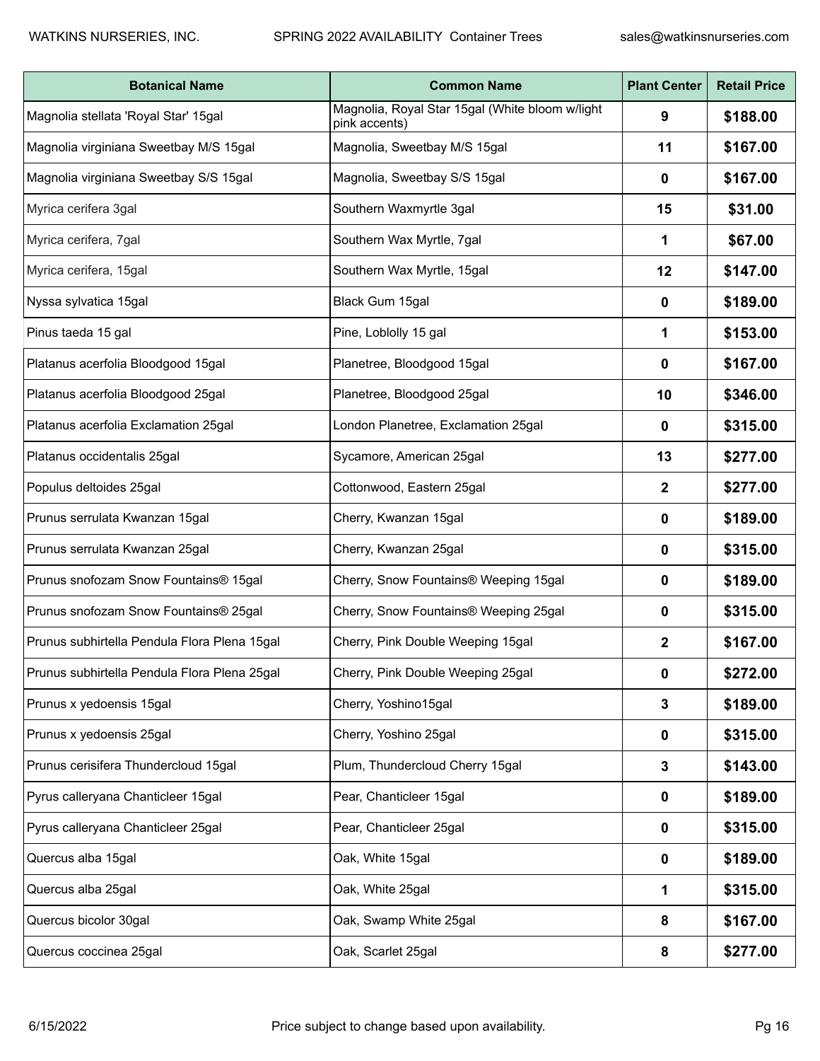| Botanical Name | Common Name | Plant Center | Retail Price |
|---|---|---|---|
| Magnolia stellata 'Royal Star' 15gal | Magnolia, Royal Star 15gal (White bloom w/light pink accents) | **9** | **$188.00** |
| Magnolia virginiana Sweetbay M/S 15gal | Magnolia, Sweetbay M/S 15gal | **11** | **$167.00** |
| Magnolia virginiana Sweetbay S/S 15gal | Magnolia, Sweetbay S/S 15gal | **0** | **$167.00** |
| Myrica cerifera 3gal | Southern Waxmyrtle 3gal | **15** | **$31.00** |
| Myrica cerifera, 7gal | Southern Wax Myrtle, 7gal | **1** | **$67.00** |
| Myrica cerifera, 15gal | Southern Wax Myrtle, 15gal | **12** | **$147.00** |
| Nyssa sylvatica 15gal | Black Gum 15gal | **0** | **$189.00** |
| Pinus taeda 15 gal | Pine, Loblolly 15 gal | **1** | **$153.00** |
| Platanus acerfolia Bloodgood 15gal | Planetree, Bloodgood 15gal | **0** | **$167.00** |
| Platanus acerfolia Bloodgood 25gal | Planetree, Bloodgood 25gal | **10** | **$346.00** |
| Platanus acerfolia Exclamation 25gal | London Planetree, Exclamation 25gal | **0** | **$315.00** |
| Platanus occidentalis 25gal | Sycamore, American 25gal | **13** | **$277.00** |
| Populus deltoides 25gal | Cottonwood, Eastern 25gal | **2** | **$277.00** |
| Prunus serrulata Kwanzan 15gal | Cherry, Kwanzan 15gal | **0** | **$189.00** |
| Prunus serrulata Kwanzan 25gal | Cherry, Kwanzan 25gal | **0** | **$315.00** |
| Prunus snofozam Snow Fountains® 15gal | Cherry, Snow Fountains® Weeping 15gal | **0** | **$189.00** |
| Prunus snofozam Snow Fountains® 25gal | Cherry, Snow Fountains® Weeping 25gal | **0** | **$315.00** |
| Prunus subhirtella Pendula Flora Plena 15gal | Cherry, Pink Double Weeping 15gal | **2** | **$167.00** |
| Prunus subhirtella Pendula Flora Plena 25gal | Cherry, Pink Double Weeping 25gal | **0** | **$272.00** |
| Prunus x yedoensis 15gal | Cherry, Yoshino15gal | **3** | **$189.00** |
| Prunus x yedoensis 25gal | Cherry, Yoshino 25gal | **0** | **$315.00** |
| Prunus cerisifera Thundercloud 15gal | Plum, Thundercloud Cherry 15gal | **3** | **$143.00** |
| Pyrus calleryana Chanticleer 15gal | Pear, Chanticleer 15gal | **0** | **$189.00** |
| Pyrus calleryana Chanticleer 25gal | Pear, Chanticleer 25gal | **0** | **$315.00** |
| Quercus alba 15gal | Oak, White 15gal | **0** | **$189.00** |
| Quercus alba 25gal | Oak, White 25gal | **1** | **$315.00** |
| Quercus bicolor 30gal | Oak, Swamp White 25gal | **8** | **$167.00** |
| Quercus coccinea 25gal | Oak, Scarlet 25gal | **8** | **$277.00** |

Price subject to change based upon availability.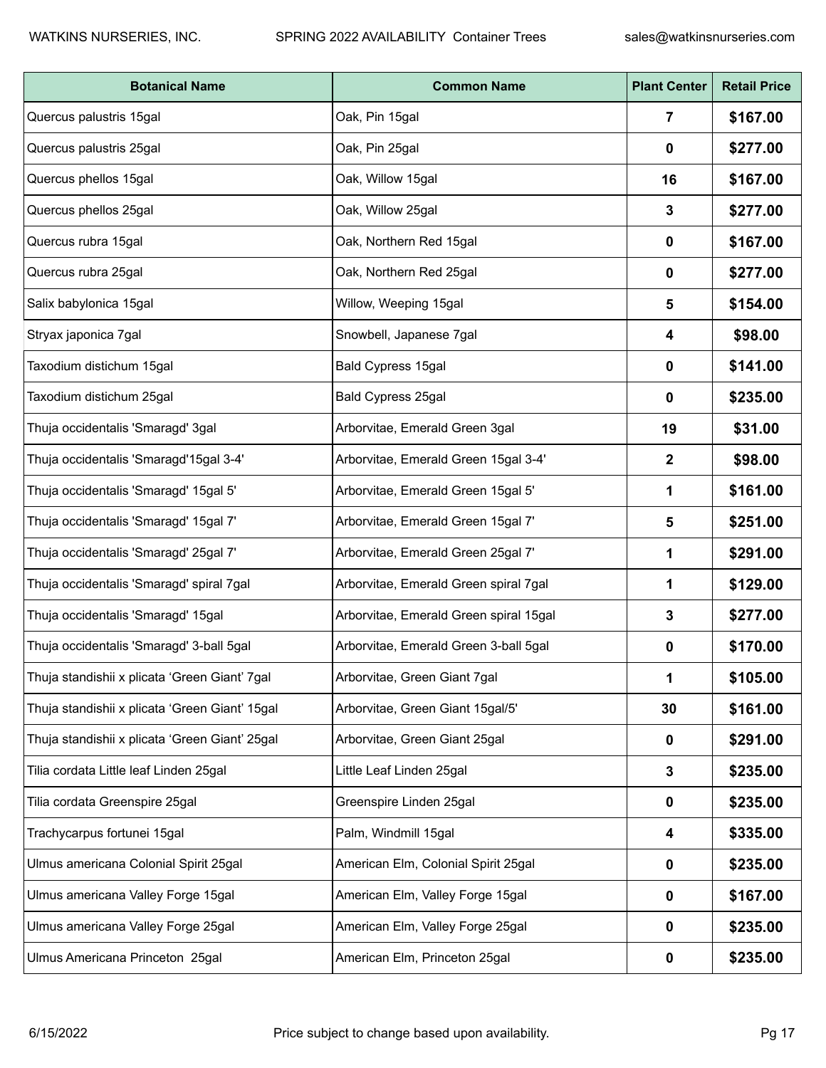| Botanical Name | Common Name | Plant Center | Retail Price |
|---|---|---|---|
| Quercus palustris 15gal | Oak, Pin 15gal | **7** | **$167.00** |
| Quercus palustris 25gal | Oak, Pin 25gal | **0** | **$277.00** |
| Quercus phellos 15gal | Oak, Willow 15gal | **16** | **$167.00** |
| Quercus phellos 25gal | Oak, Willow 25gal | **3** | **$277.00** |
| Quercus rubra 15gal | Oak, Northern Red 15gal | **0** | **$167.00** |
| Quercus rubra 25gal | Oak, Northern Red 25gal | **0** | **$277.00** |
| Salix babylonica 15gal | Willow, Weeping 15gal | **5** | **$154.00** |
| Stryax japonica 7gal | Snowbell, Japanese 7gal | **4** | **$98.00** |
| Taxodium distichum 15gal | Bald Cypress 15gal | **0** | **$141.00** |
| Taxodium distichum 25gal | Bald Cypress 25gal | **0** | **$235.00** |
| Thuja occidentalis 'Smaragd' 3gal | Arborvitae, Emerald Green 3gal | **19** | **$31.00** |
| Thuja occidentalis 'Smaragd'15gal 3-4' | Arborvitae, Emerald Green 15gal 3-4' | **2** | **$98.00** |
| Thuja occidentalis 'Smaragd' 15gal 5' | Arborvitae, Emerald Green 15gal 5' | **1** | **$161.00** |
| Thuja occidentalis 'Smaragd' 15gal 7' | Arborvitae, Emerald Green 15gal 7' | **5** | **$251.00** |
| Thuja occidentalis 'Smaragd' 25gal 7' | Arborvitae, Emerald Green 25gal 7' | **1** | **$291.00** |
| Thuja occidentalis 'Smaragd' spiral 7gal | Arborvitae, Emerald Green spiral 7gal | **1** | **$129.00** |
| Thuja occidentalis 'Smaragd' 15gal | Arborvitae, Emerald Green spiral 15gal | **3** | **$277.00** |
| Thuja occidentalis 'Smaragd' 3-ball 5gal | Arborvitae, Emerald Green 3-ball 5gal | **0** | **$170.00** |
| Thuja standishii x plicata 'Green Giant' 7gal | Arborvitae, Green Giant 7gal | **1** | **$105.00** |
| Thuja standishii x plicata 'Green Giant' 15gal | Arborvitae, Green Giant 15gal/5' | **30** | **$161.00** |
| Thuja standishii x plicata 'Green Giant' 25gal | Arborvitae, Green Giant 25gal | **0** | **$291.00** |
| Tilia cordata Little leaf Linden 25gal | Little Leaf Linden 25gal | **3** | **$235.00** |
| Tilia cordata Greenspire 25gal | Greenspire Linden 25gal | **0** | **$235.00** |
| Trachycarpus fortunei 15gal | Palm, Windmill 15gal | **4** | **$335.00** |
| Ulmus americana Colonial Spirit 25gal | American Elm, Colonial Spirit 25gal | **0** | **$235.00** |
| Ulmus americana Valley Forge 15gal | American Elm, Valley Forge 15gal | **0** | **$167.00** |
| Ulmus americana Valley Forge 25gal | American Elm, Valley Forge 25gal | **0** | **$235.00** |
| Ulmus Americana Princeton 25gal | American Elm, Princeton 25gal | **0** | **$235.00** |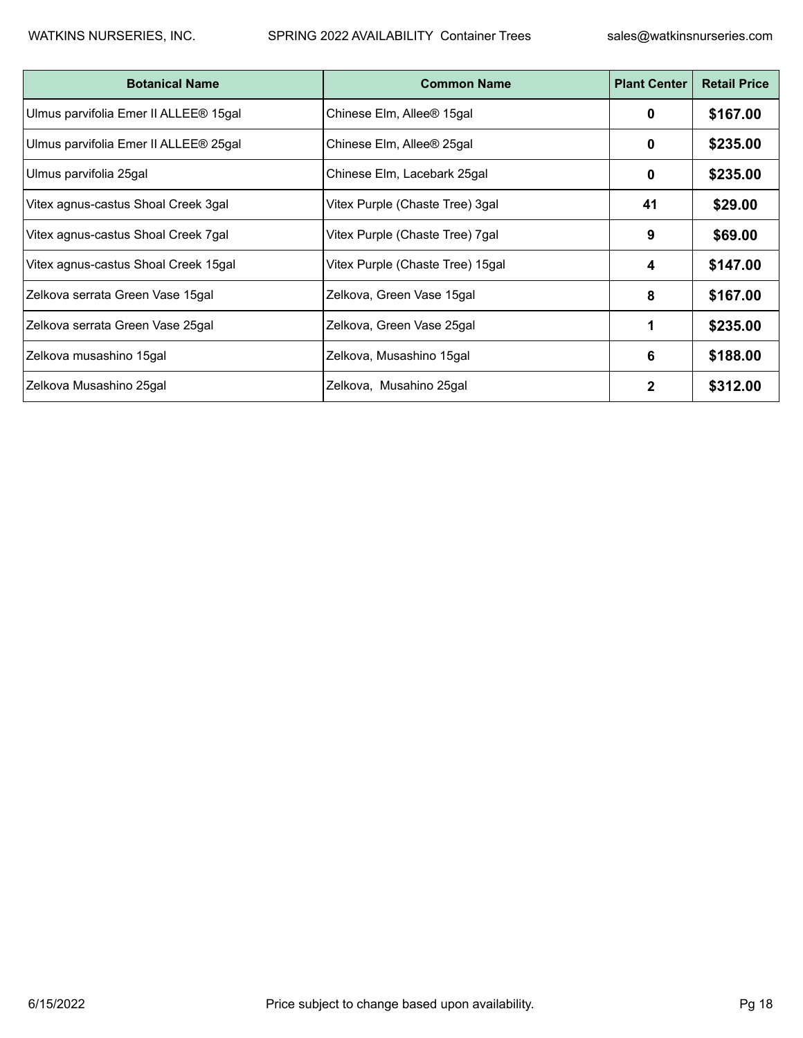| Botanical Name | Common Name | Plant Center | Retail Price |
|---|---|---|---|
| Ulmus parvifolia Emer II ALLEE® 15gal | Chinese Elm, Allee® 15gal | **0** | **$167.00** |
| Ulmus parvifolia Emer II ALLEE® 25gal | Chinese Elm, Allee® 25gal | **0** | **$235.00** |
| Ulmus parvifolia 25gal | Chinese Elm, Lacebark 25gal | **0** | **$235.00** |
| Vitex agnus-castus Shoal Creek 3gal | Vitex Purple (Chaste Tree) 3gal | **41** | **$29.00** |
| Vitex agnus-castus Shoal Creek 7gal | Vitex Purple (Chaste Tree) 7gal | **9** | **$69.00** |
| Vitex agnus-castus Shoal Creek 15gal | Vitex Purple (Chaste Tree) 15gal | **4** | **$147.00** |
| Zelkova serrata Green Vase 15gal | Zelkova, Green Vase 15gal | **8** | **$167.00** |
| Zelkova serrata Green Vase 25gal | Zelkova, Green Vase 25gal | **1** | **$235.00** |
| Zelkova musashino 15gal | Zelkova, Musashino 15gal | **6** | **$188.00** |
| Zelkova Musashino 25gal | Zelkova, Musahino 25gal | **2** | **$312.00** |

Price subject to change based upon availability.